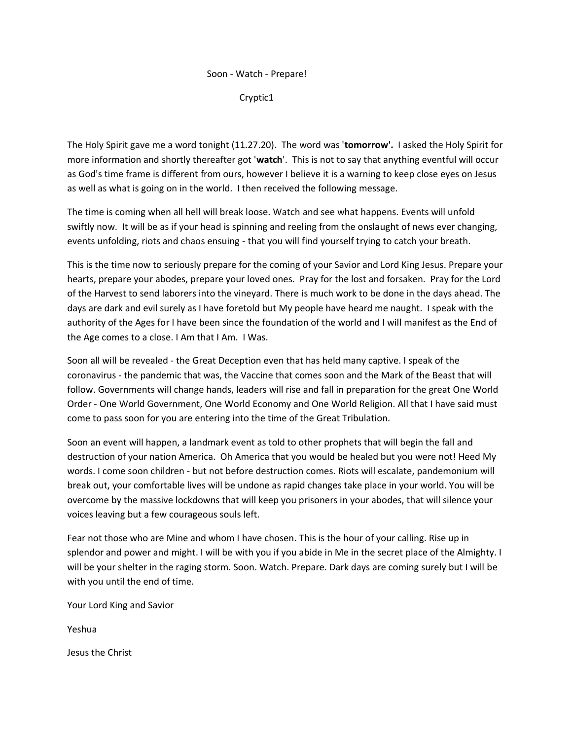# Soon - Watch - Prepare!

Cryptic1

The Holy Spirit gave me a word tonight (11.27.20). The word was '**tomorrow'.** I asked the Holy Spirit for more information and shortly thereafter got '**watch**'. This is not to say that anything eventful will occur as God's time frame is different from ours, however I believe it is a warning to keep close eyes on Jesus as well as what is going on in the world. I then received the following message.

The time is coming when all hell will break loose. Watch and see what happens. Events will unfold swiftly now. It will be as if your head is spinning and reeling from the onslaught of news ever changing, events unfolding, riots and chaos ensuing - that you will find yourself trying to catch your breath.

This is the time now to seriously prepare for the coming of your Savior and Lord King Jesus. Prepare your hearts, prepare your abodes, prepare your loved ones. Pray for the lost and forsaken. Pray for the Lord of the Harvest to send laborers into the vineyard. There is much work to be done in the days ahead. The days are dark and evil surely as I have foretold but My people have heard me naught. I speak with the authority of the Ages for I have been since the foundation of the world and I will manifest as the End of the Age comes to a close. I Am that I Am. I Was.

Soon all will be revealed - the Great Deception even that has held many captive. I speak of the coronavirus - the pandemic that was, the Vaccine that comes soon and the Mark of the Beast that will follow. Governments will change hands, leaders will rise and fall in preparation for the great One World Order - One World Government, One World Economy and One World Religion. All that I have said must come to pass soon for you are entering into the time of the Great Tribulation.

Soon an event will happen, a landmark event as told to other prophets that will begin the fall and destruction of your nation America. Oh America that you would be healed but you were not! Heed My words. I come soon children - but not before destruction comes. Riots will escalate, pandemonium will break out, your comfortable lives will be undone as rapid changes take place in your world. You will be overcome by the massive lockdowns that will keep you prisoners in your abodes, that will silence your voices leaving but a few courageous souls left.

Fear not those who are Mine and whom I have chosen. This is the hour of your calling. Rise up in splendor and power and might. I will be with you if you abide in Me in the secret place of the Almighty. I will be your shelter in the raging storm. Soon. Watch. Prepare. Dark days are coming surely but I will be with you until the end of time.

Your Lord King and Savior

Yeshua

Jesus the Christ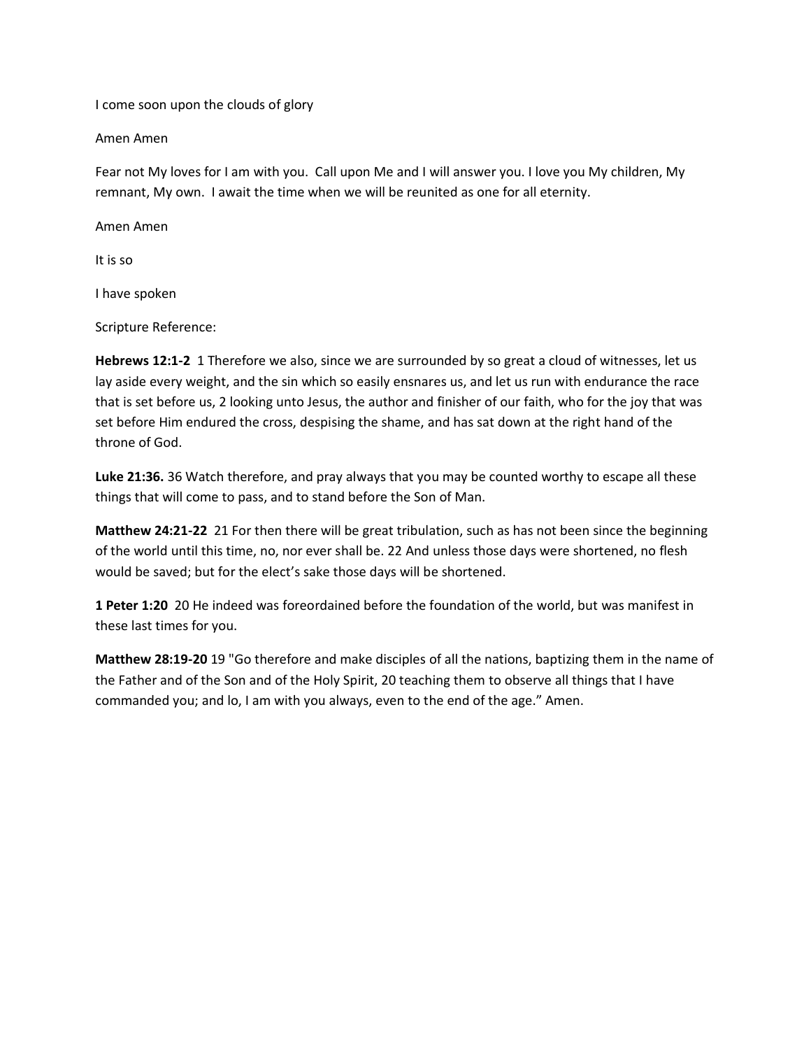I come soon upon the clouds of glory

Amen Amen

Fear not My loves for I am with you. Call upon Me and I will answer you. I love you My children, My remnant, My own. I await the time when we will be reunited as one for all eternity.

Amen Amen

It is so

I have spoken

Scripture Reference:

**Hebrews 12:1-2** 1 Therefore we also, since we are surrounded by so great a cloud of witnesses, let us lay aside every weight, and the sin which so easily ensnares us, and let us run with endurance the race that is set before us, 2 looking unto Jesus, the author and finisher of our faith, who for the joy that was set before Him endured the cross, despising the shame, and has sat down at the right hand of the throne of God.

**Luke 21:36.** 36 Watch therefore, and pray always that you may be counted worthy to escape all these things that will come to pass, and to stand before the Son of Man.

**Matthew 24:21-22** 21 For then there will be great tribulation, such as has not been since the beginning of the world until this time, no, nor ever shall be. 22 And unless those days were shortened, no flesh would be saved; but for the elect's sake those days will be shortened.

**1 Peter 1:20** 20 He indeed was foreordained before the foundation of the world, but was manifest in these last times for you.

**Matthew 28:19-20** 19 "Go therefore and make disciples of all the nations, baptizing them in the name of the Father and of the Son and of the Holy Spirit, 20 teaching them to observe all things that I have commanded you; and lo, I am with you always, even to the end of the age." Amen.